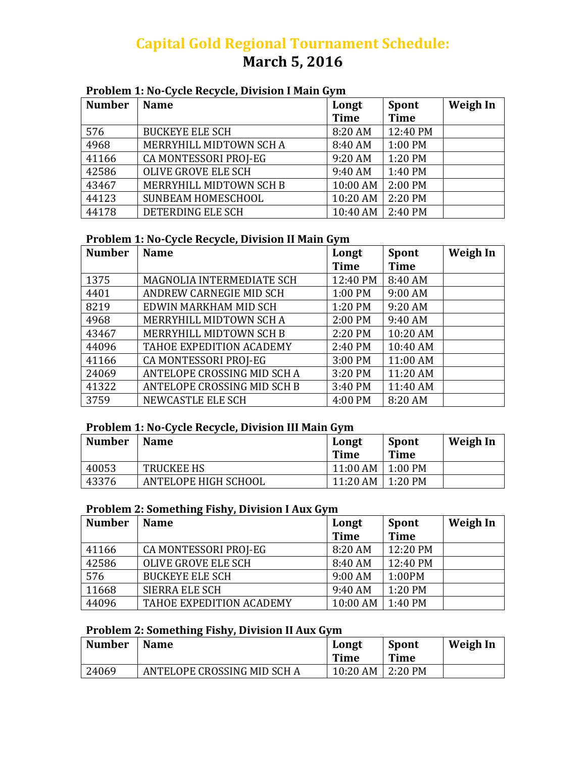# Capital Gold Regional Tournament Schedule:
# March 5, 2016

### Problem 1: No-Cycle Recycle, Division I Main Gym

| Number | Name | Longt Time | Spont Time | Weigh In |
|---|---|---|---|---|
| 576 | BUCKEYE ELE SCH | 8:20 AM | 12:40 PM | |
| 4968 | MERRYHILL MIDTOWN SCH A | 8:40 AM | 1:00 PM | |
| 41166 | CA MONTESSORI PROJ-EG | 9:20 AM | 1:20 PM | |
| 42586 | OLIVE GROVE ELE SCH | 9:40 AM | 1:40 PM | |
| 43467 | MERRYHILL MIDTOWN SCH B | 10:00 AM | 2:00 PM | |
| 44123 | SUNBEAM HOMESCHOOL | 10:20 AM | 2:20 PM | |
| 44178 | DETERDING ELE SCH | 10:40 AM | 2:40 PM | |

### Problem 1: No-Cycle Recycle, Division II Main Gym

| Number | Name | Longt Time | Spont Time | Weigh In |
|---|---|---|---|---|
| 1375 | MAGNOLIA INTERMEDIATE SCH | 12:40 PM | 8:40 AM | |
| 4401 | ANDREW CARNEGIE MID SCH | 1:00 PM | 9:00 AM | |
| 8219 | EDWIN MARKHAM MID SCH | 1:20 PM | 9:20 AM | |
| 4968 | MERRYHILL MIDTOWN SCH A | 2:00 PM | 9:40 AM | |
| 43467 | MERRYHILL MIDTOWN SCH B | 2:20 PM | 10:20 AM | |
| 44096 | TAHOE EXPEDITION ACADEMY | 2:40 PM | 10:40 AM | |
| 41166 | CA MONTESSORI PROJ-EG | 3:00 PM | 11:00 AM | |
| 24069 | ANTELOPE CROSSING MID SCH A | 3:20 PM | 11:20 AM | |
| 41322 | ANTELOPE CROSSING MID SCH B | 3:40 PM | 11:40 AM | |
| 3759 | NEWCASTLE ELE SCH | 4:00 PM | 8:20 AM | |

### Problem 1: No-Cycle Recycle, Division III Main Gym

| Number | Name | Longt Time | Spont Time | Weigh In |
|---|---|---|---|---|
| 40053 | TRUCKEE HS | 11:00 AM | 1:00 PM | |
| 43376 | ANTELOPE HIGH SCHOOL | 11:20 AM | 1:20 PM | |

### Problem 2: Something Fishy, Division I Aux Gym

| Number | Name | Longt Time | Spont Time | Weigh In |
|---|---|---|---|---|
| 41166 | CA MONTESSORI PROJ-EG | 8:20 AM | 12:20 PM | |
| 42586 | OLIVE GROVE ELE SCH | 8:40 AM | 12:40 PM | |
| 576 | BUCKEYE ELE SCH | 9:00 AM | 1:00PM | |
| 11668 | SIERRA ELE SCH | 9:40 AM | 1:20 PM | |
| 44096 | TAHOE EXPEDITION ACADEMY | 10:00 AM | 1:40 PM | |

### Problem 2: Something Fishy, Division II Aux Gym

| Number | Name | Longt Time | Spont Time | Weigh In |
|---|---|---|---|---|
| 24069 | ANTELOPE CROSSING MID SCH A | 10:20 AM | 2:20 PM | |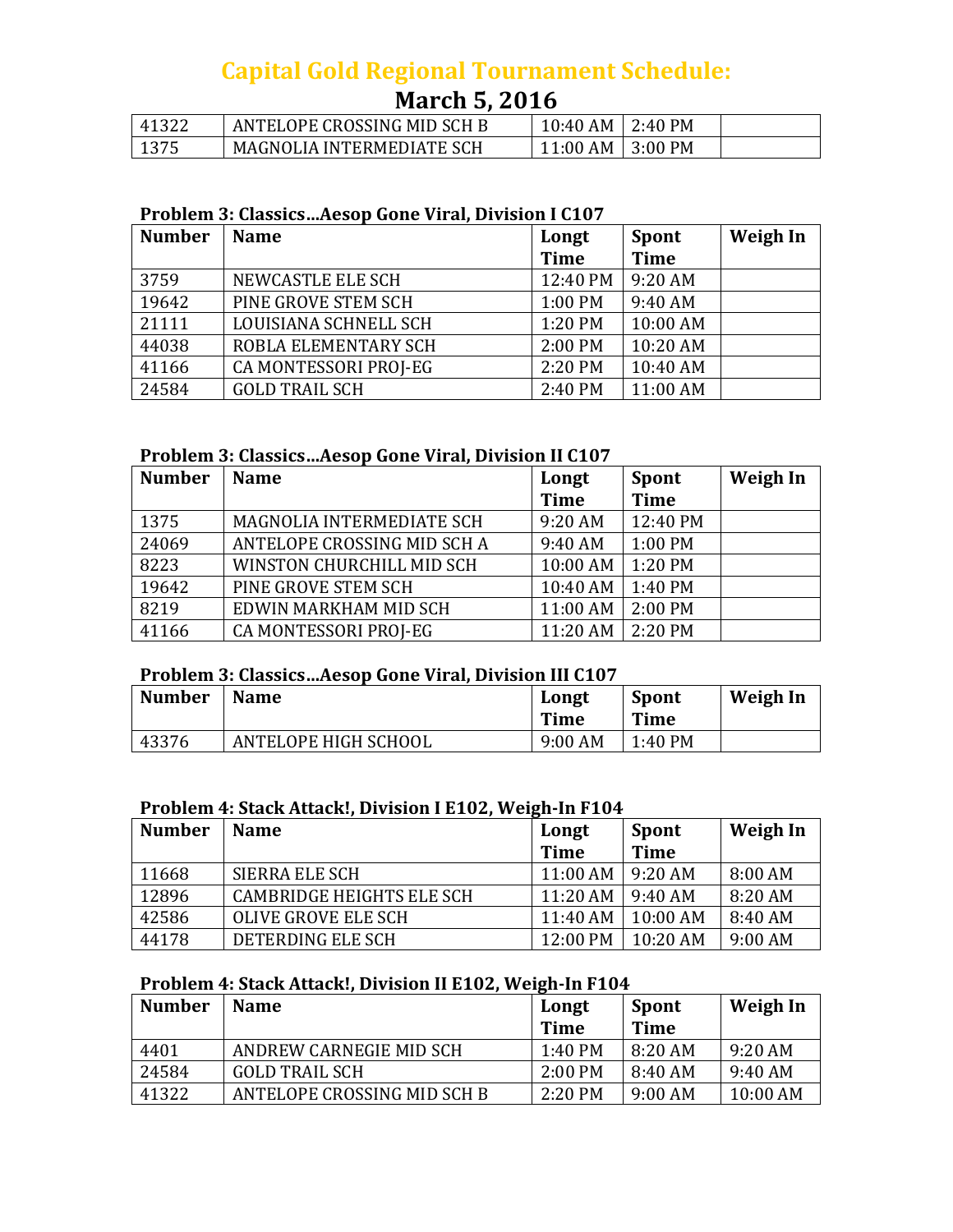# Capital Gold Regional Tournament Schedule:

## March 5, 2016

| | | | | |
|---|---|---|---|---|
| 41322 | ANTELOPE CROSSING MID SCH B | 10:40 AM | 2:40 PM | |
| 1375 | MAGNOLIA INTERMEDIATE SCH | 11:00 AM | 3:00 PM | |

### Problem 3: Classics…Aesop Gone Viral, Division I C107

| Number | Name | Longt Time | Spont Time | Weigh In |
|---|---|---|---|---|
| 3759 | NEWCASTLE ELE SCH | 12:40 PM | 9:20 AM | |
| 19642 | PINE GROVE STEM SCH | 1:00 PM | 9:40 AM | |
| 21111 | LOUISIANA SCHNELL SCH | 1:20 PM | 10:00 AM | |
| 44038 | ROBLA ELEMENTARY SCH | 2:00 PM | 10:20 AM | |
| 41166 | CA MONTESSORI PROJ-EG | 2:20 PM | 10:40 AM | |
| 24584 | GOLD TRAIL SCH | 2:40 PM | 11:00 AM | |

### Problem 3: Classics…Aesop Gone Viral, Division II C107

| Number | Name | Longt Time | Spont Time | Weigh In |
|---|---|---|---|---|
| 1375 | MAGNOLIA INTERMEDIATE SCH | 9:20 AM | 12:40 PM | |
| 24069 | ANTELOPE CROSSING MID SCH A | 9:40 AM | 1:00 PM | |
| 8223 | WINSTON CHURCHILL MID SCH | 10:00 AM | 1:20 PM | |
| 19642 | PINE GROVE STEM SCH | 10:40 AM | 1:40 PM | |
| 8219 | EDWIN MARKHAM MID SCH | 11:00 AM | 2:00 PM | |
| 41166 | CA MONTESSORI PROJ-EG | 11:20 AM | 2:20 PM | |

### Problem 3: Classics…Aesop Gone Viral, Division III C107

| Number | Name | Longt Time | Spont Time | Weigh In |
|---|---|---|---|---|
| 43376 | ANTELOPE HIGH SCHOOL | 9:00 AM | 1:40 PM | |

### Problem 4: Stack Attack!, Division I E102, Weigh-In F104

| Number | Name | Longt Time | Spont Time | Weigh In |
|---|---|---|---|---|
| 11668 | SIERRA ELE SCH | 11:00 AM | 9:20 AM | 8:00 AM |
| 12896 | CAMBRIDGE HEIGHTS ELE SCH | 11:20 AM | 9:40 AM | 8:20 AM |
| 42586 | OLIVE GROVE ELE SCH | 11:40 AM | 10:00 AM | 8:40 AM |
| 44178 | DETERDING ELE SCH | 12:00 PM | 10:20 AM | 9:00 AM |

### Problem 4: Stack Attack!, Division II E102, Weigh-In F104

| Number | Name | Longt Time | Spont Time | Weigh In |
|---|---|---|---|---|
| 4401 | ANDREW CARNEGIE MID SCH | 1:40 PM | 8:20 AM | 9:20 AM |
| 24584 | GOLD TRAIL SCH | 2:00 PM | 8:40 AM | 9:40 AM |
| 41322 | ANTELOPE CROSSING MID SCH B | 2:20 PM | 9:00 AM | 10:00 AM |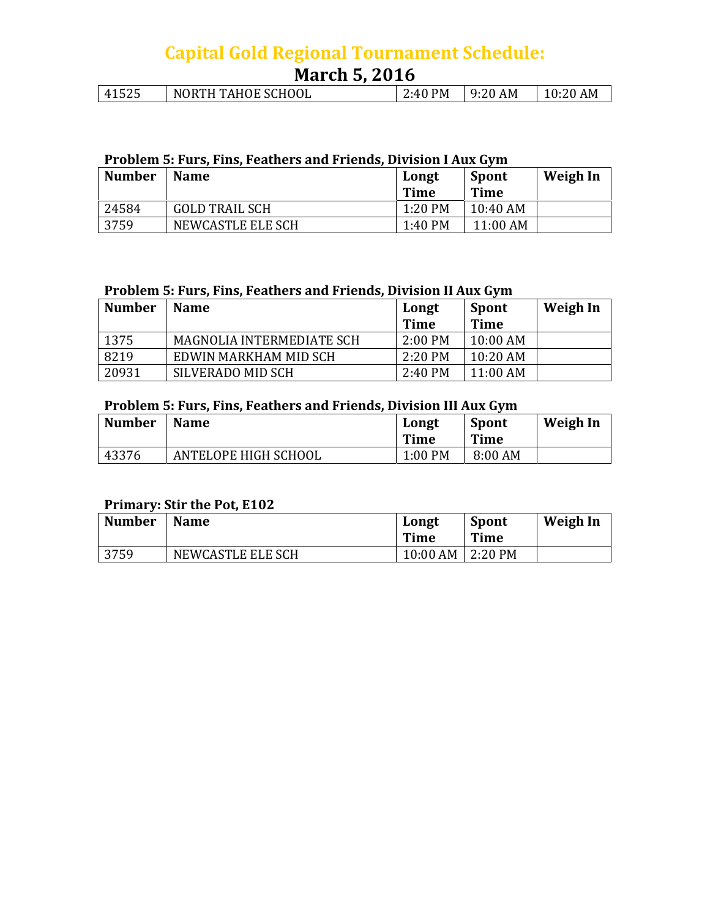# Capital Gold Regional Tournament Schedule:

## March 5, 2016

| | | | | |
|---|---|---|---|---|
| 41525 | NORTH TAHOE SCHOOL | 2:40 PM | 9:20 AM | 10:20 AM |

### Problem 5: Furs, Fins, Feathers and Friends, Division I Aux Gym

| Number | Name | Longt Time | Spont Time | Weigh In |
|---|---|---|---|---|
| 24584 | GOLD TRAIL SCH | 1:20 PM | 10:40 AM | |
| 3759 | NEWCASTLE ELE SCH | 1:40 PM | 11:00 AM | |

### Problem 5: Furs, Fins, Feathers and Friends, Division II Aux Gym

| Number | Name | Longt Time | Spont Time | Weigh In |
|---|---|---|---|---|
| 1375 | MAGNOLIA INTERMEDIATE SCH | 2:00 PM | 10:00 AM | |
| 8219 | EDWIN MARKHAM MID SCH | 2:20 PM | 10:20 AM | |
| 20931 | SILVERADO MID SCH | 2:40 PM | 11:00 AM | |

### Problem 5: Furs, Fins, Feathers and Friends, Division III Aux Gym

| Number | Name | Longt Time | Spont Time | Weigh In |
|---|---|---|---|---|
| 43376 | ANTELOPE HIGH SCHOOL | 1:00 PM | 8:00 AM | |

### Primary: Stir the Pot, E102

| Number | Name | Longt Time | Spont Time | Weigh In |
|---|---|---|---|---|
| 3759 | NEWCASTLE ELE SCH | 10:00 AM | 2:20 PM | |